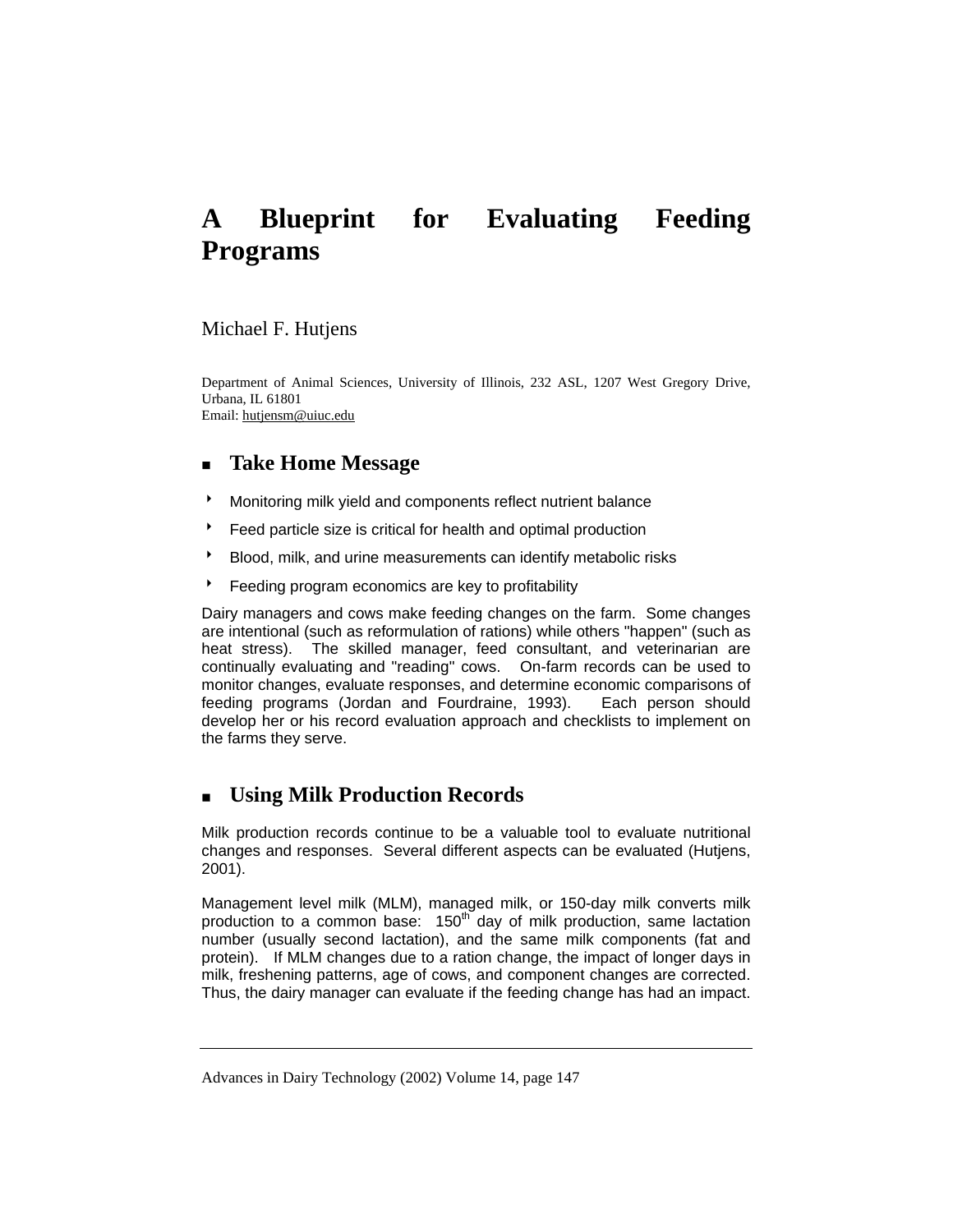# A Blueprint for Evaluating Feeding Programs

Michael F. Hutjens

Department of Animal Sciences, University of Illinois, 232 ASL, 1207 West Gregory Drive, Urbana, IL 61801
Email: hutjensm@uiuc.edu

## Take Home Message

- Monitoring milk yield and components reflect nutrient balance
- Feed particle size is critical for health and optimal production
- Blood, milk, and urine measurements can identify metabolic risks
- Feeding program economics are key to profitability

Dairy managers and cows make feeding changes on the farm. Some changes are intentional (such as reformulation of rations) while others "happen" (such as heat stress). The skilled manager, feed consultant, and veterinarian are continually evaluating and "reading" cows. On-farm records can be used to monitor changes, evaluate responses, and determine economic comparisons of feeding programs (Jordan and Fourdraine, 1993). Each person should develop her or his record evaluation approach and checklists to implement on the farms they serve.

## Using Milk Production Records

Milk production records continue to be a valuable tool to evaluate nutritional changes and responses. Several different aspects can be evaluated (Hutjens, 2001).

Management level milk (MLM), managed milk, or 150-day milk converts milk production to a common base: 150th day of milk production, same lactation number (usually second lactation), and the same milk components (fat and protein). If MLM changes due to a ration change, the impact of longer days in milk, freshening patterns, age of cows, and component changes are corrected. Thus, the dairy manager can evaluate if the feeding change has had an impact.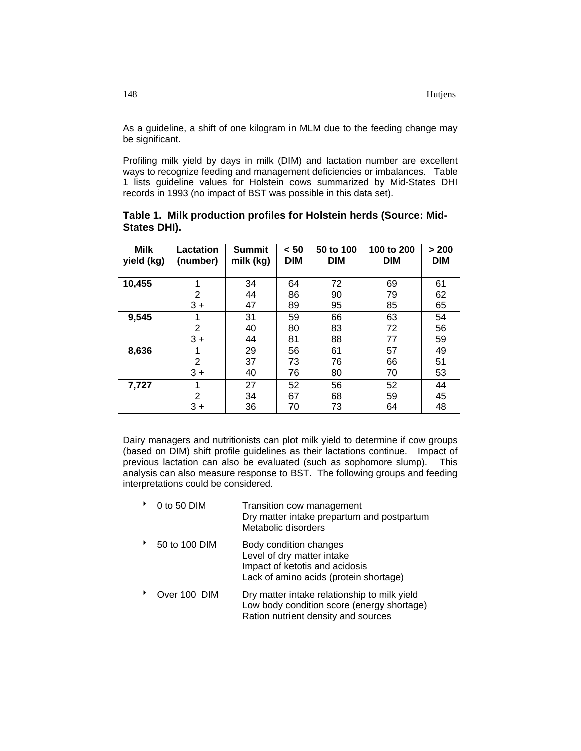As a guideline, a shift of one kilogram in MLM due to the feeding change may be significant.

Profiling milk yield by days in milk (DIM) and lactation number are excellent ways to recognize feeding and management deficiencies or imbalances. Table 1 lists guideline values for Holstein cows summarized by Mid-States DHI records in 1993 (no impact of BST was possible in this data set).

**Table 1. Milk production profiles for Holstein herds (Source: Mid-States DHI).**

| Milk yield (kg) | Lactation (number) | Summit milk (kg) | < 50 DIM | 50 to 100 DIM | 100 to 200 DIM | > 200 DIM |
|---|---|---|---|---|---|---|
| **10,455** | 1 | 34 | 64 | 72 | 69 | 61 |
| | 2 | 44 | 86 | 90 | 79 | 62 |
| | 3 + | 47 | 89 | 95 | 85 | 65 |
| **9,545** | 1 | 31 | 59 | 66 | 63 | 54 |
| | 2 | 40 | 80 | 83 | 72 | 56 |
| | 3 + | 44 | 81 | 88 | 77 | 59 |
| **8,636** | 1 | 29 | 56 | 61 | 57 | 49 |
| | 2 | 37 | 73 | 76 | 66 | 51 |
| | 3 + | 40 | 76 | 80 | 70 | 53 |
| **7,727** | 1 | 27 | 52 | 56 | 52 | 44 |
| | 2 | 34 | 67 | 68 | 59 | 45 |
| | 3 + | 36 | 70 | 73 | 64 | 48 |

Dairy managers and nutritionists can plot milk yield to determine if cow groups (based on DIM) shift profile guidelines as their lactations continue. Impact of previous lactation can also be evaluated (such as sophomore slump). This analysis can also measure response to BST. The following groups and feeding interpretations could be considered.

- 0 to 50 DIM
  - Transition cow management
  - Dry matter intake prepartum and postpartum
  - Metabolic disorders
- 50 to 100 DIM
  - Body condition changes
  - Level of dry matter intake
  - Impact of ketotis and acidosis
  - Lack of amino acids (protein shortage)
- Over 100 DIM
  - Dry matter intake relationship to milk yield
  - Low body condition score (energy shortage)
  - Ration nutrient density and sources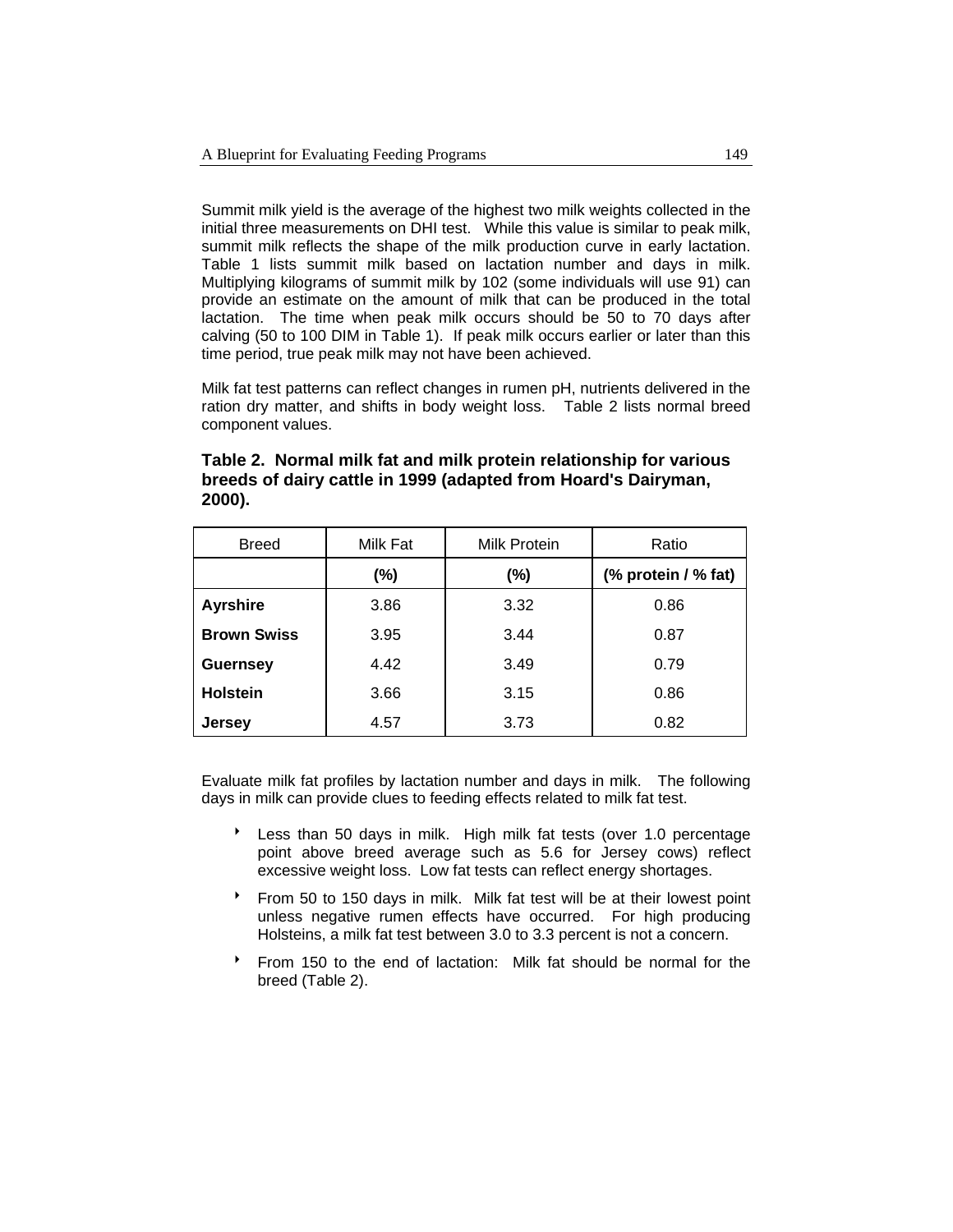Summit milk yield is the average of the highest two milk weights collected in the initial three measurements on DHI test. While this value is similar to peak milk, summit milk reflects the shape of the milk production curve in early lactation. Table 1 lists summit milk based on lactation number and days in milk. Multiplying kilograms of summit milk by 102 (some individuals will use 91) can provide an estimate on the amount of milk that can be produced in the total lactation. The time when peak milk occurs should be 50 to 70 days after calving (50 to 100 DIM in Table 1). If peak milk occurs earlier or later than this time period, true peak milk may not have been achieved.

Milk fat test patterns can reflect changes in rumen pH, nutrients delivered in the ration dry matter, and shifts in body weight loss. Table 2 lists normal breed component values.

**Table 2. Normal milk fat and milk protein relationship for various breeds of dairy cattle in 1999 (adapted from Hoard's Dairyman, 2000).**

| Breed | Milk Fat | Milk Protein | Ratio |
|---|---|---|---|
| | **(%)** | **(%)** | **(% protein / % fat)** |
| **Ayrshire** | 3.86 | 3.32 | 0.86 |
| **Brown Swiss** | 3.95 | 3.44 | 0.87 |
| **Guernsey** | 4.42 | 3.49 | 0.79 |
| **Holstein** | 3.66 | 3.15 | 0.86 |
| **Jersey** | 4.57 | 3.73 | 0.82 |

Evaluate milk fat profiles by lactation number and days in milk. The following days in milk can provide clues to feeding effects related to milk fat test.

- Less than 50 days in milk. High milk fat tests (over 1.0 percentage point above breed average such as 5.6 for Jersey cows) reflect excessive weight loss. Low fat tests can reflect energy shortages.
- From 50 to 150 days in milk. Milk fat test will be at their lowest point unless negative rumen effects have occurred. For high producing Holsteins, a milk fat test between 3.0 to 3.3 percent is not a concern.
- From 150 to the end of lactation: Milk fat should be normal for the breed (Table 2).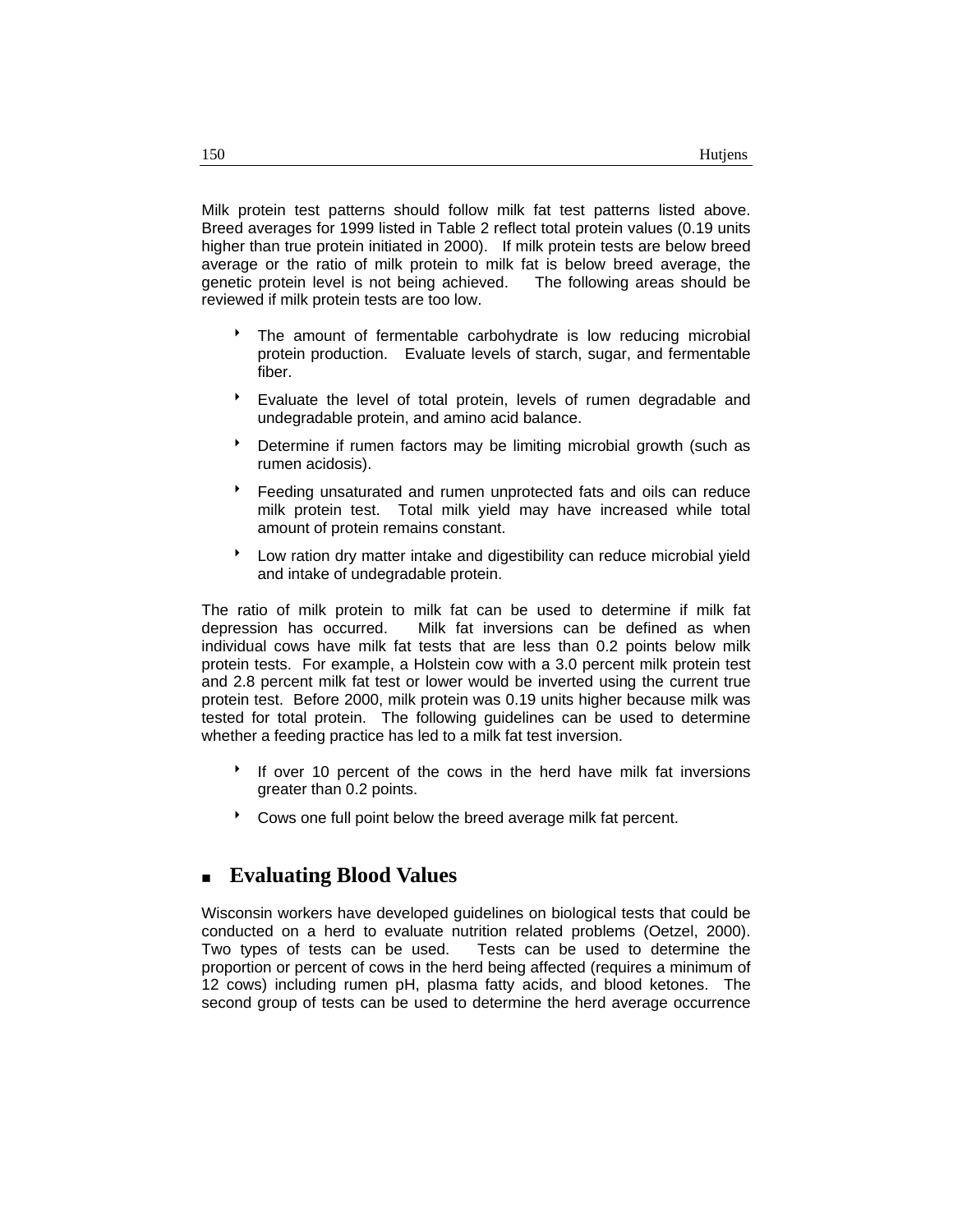Milk protein test patterns should follow milk fat test patterns listed above. Breed averages for 1999 listed in Table 2 reflect total protein values (0.19 units higher than true protein initiated in 2000). If milk protein tests are below breed average or the ratio of milk protein to milk fat is below breed average, the genetic protein level is not being achieved. The following areas should be reviewed if milk protein tests are too low.

- The amount of fermentable carbohydrate is low reducing microbial protein production. Evaluate levels of starch, sugar, and fermentable fiber.
- Evaluate the level of total protein, levels of rumen degradable and undegradable protein, and amino acid balance.
- Determine if rumen factors may be limiting microbial growth (such as rumen acidosis).
- Feeding unsaturated and rumen unprotected fats and oils can reduce milk protein test. Total milk yield may have increased while total amount of protein remains constant.
- Low ration dry matter intake and digestibility can reduce microbial yield and intake of undegradable protein.

The ratio of milk protein to milk fat can be used to determine if milk fat depression has occurred. Milk fat inversions can be defined as when individual cows have milk fat tests that are less than 0.2 points below milk protein tests. For example, a Holstein cow with a 3.0 percent milk protein test and 2.8 percent milk fat test or lower would be inverted using the current true protein test. Before 2000, milk protein was 0.19 units higher because milk was tested for total protein. The following guidelines can be used to determine whether a feeding practice has led to a milk fat test inversion.

- If over 10 percent of the cows in the herd have milk fat inversions greater than 0.2 points.
- Cows one full point below the breed average milk fat percent.

## Evaluating Blood Values

Wisconsin workers have developed guidelines on biological tests that could be conducted on a herd to evaluate nutrition related problems (Oetzel, 2000). Two types of tests can be used. Tests can be used to determine the proportion or percent of cows in the herd being affected (requires a minimum of 12 cows) including rumen pH, plasma fatty acids, and blood ketones. The second group of tests can be used to determine the herd average occurrence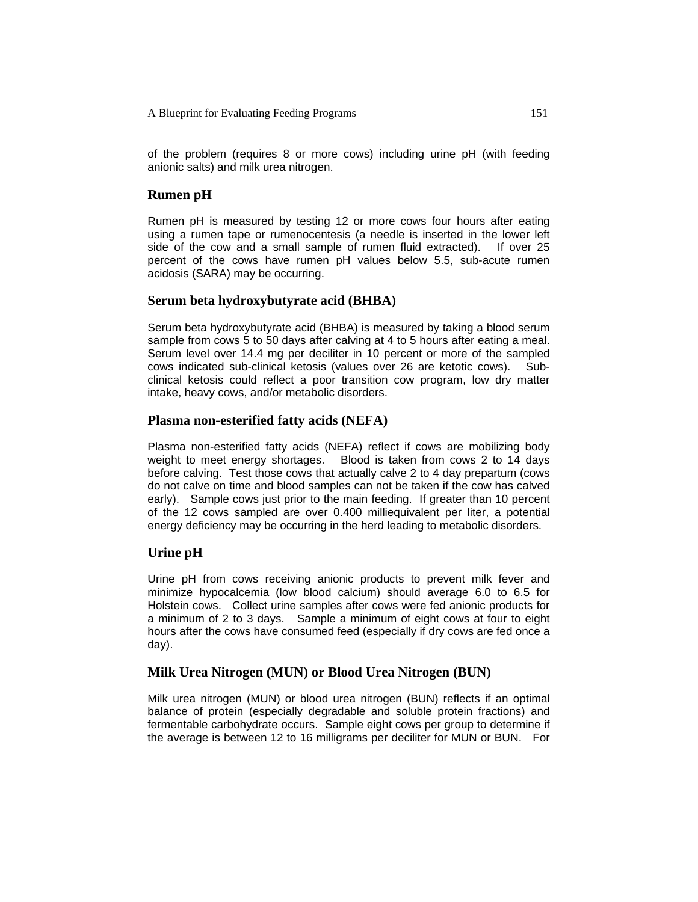of the problem (requires 8 or more cows) including urine pH (with feeding anionic salts) and milk urea nitrogen.

## Rumen pH

Rumen pH is measured by testing 12 or more cows four hours after eating using a rumen tape or rumenocentesis (a needle is inserted in the lower left side of the cow and a small sample of rumen fluid extracted). If over 25 percent of the cows have rumen pH values below 5.5, sub-acute rumen acidosis (SARA) may be occurring.

## Serum beta hydroxybutyrate acid (BHBA)

Serum beta hydroxybutyrate acid (BHBA) is measured by taking a blood serum sample from cows 5 to 50 days after calving at 4 to 5 hours after eating a meal. Serum level over 14.4 mg per deciliter in 10 percent or more of the sampled cows indicated sub-clinical ketosis (values over 26 are ketotic cows). Sub-clinical ketosis could reflect a poor transition cow program, low dry matter intake, heavy cows, and/or metabolic disorders.

## Plasma non-esterified fatty acids (NEFA)

Plasma non-esterified fatty acids (NEFA) reflect if cows are mobilizing body weight to meet energy shortages. Blood is taken from cows 2 to 14 days before calving. Test those cows that actually calve 2 to 4 day prepartum (cows do not calve on time and blood samples can not be taken if the cow has calved early). Sample cows just prior to the main feeding. If greater than 10 percent of the 12 cows sampled are over 0.400 milliequivalent per liter, a potential energy deficiency may be occurring in the herd leading to metabolic disorders.

## Urine pH

Urine pH from cows receiving anionic products to prevent milk fever and minimize hypocalcemia (low blood calcium) should average 6.0 to 6.5 for Holstein cows. Collect urine samples after cows were fed anionic products for a minimum of 2 to 3 days. Sample a minimum of eight cows at four to eight hours after the cows have consumed feed (especially if dry cows are fed once a day).

## Milk Urea Nitrogen (MUN) or Blood Urea Nitrogen (BUN)

Milk urea nitrogen (MUN) or blood urea nitrogen (BUN) reflects if an optimal balance of protein (especially degradable and soluble protein fractions) and fermentable carbohydrate occurs. Sample eight cows per group to determine if the average is between 12 to 16 milligrams per deciliter for MUN or BUN. For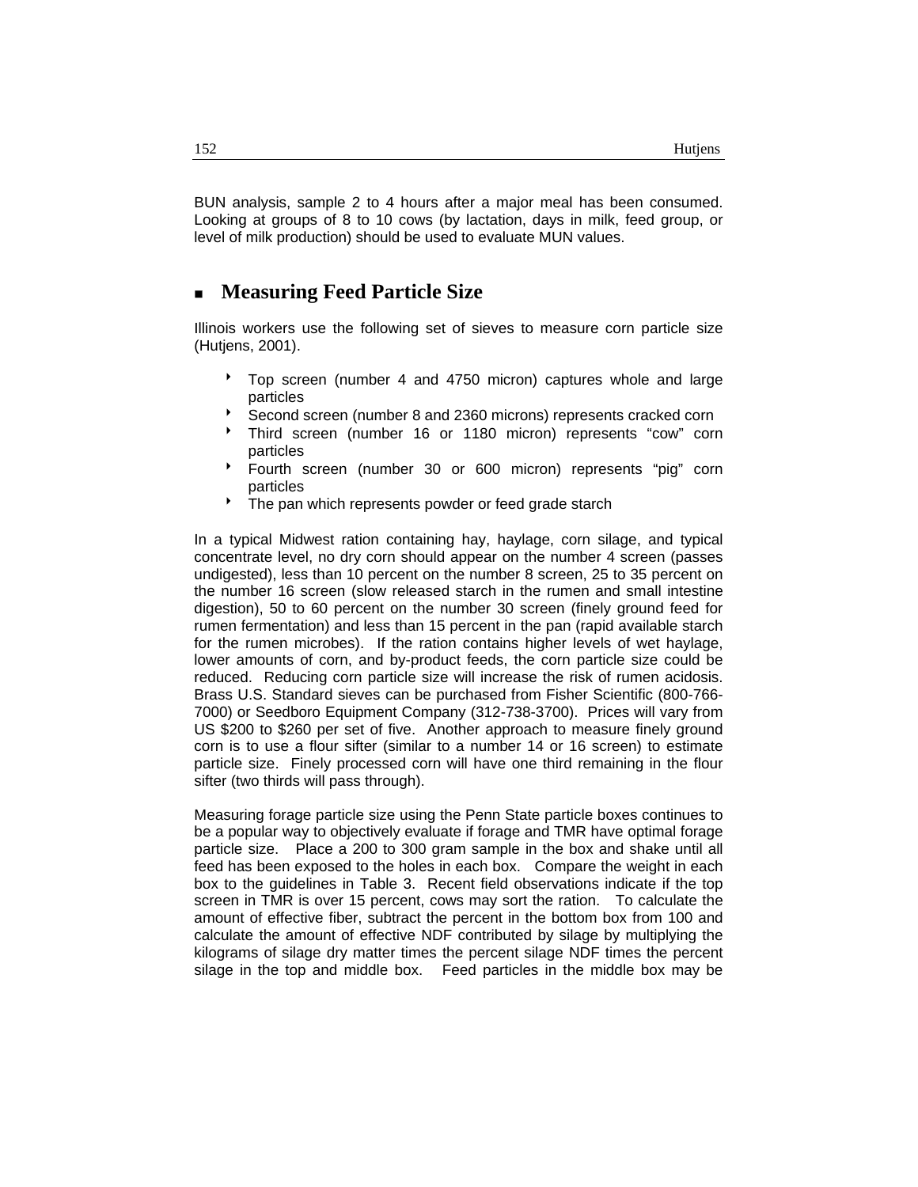BUN analysis, sample 2 to 4 hours after a major meal has been consumed. Looking at groups of 8 to 10 cows (by lactation, days in milk, feed group, or level of milk production) should be used to evaluate MUN values.

## Measuring Feed Particle Size

Illinois workers use the following set of sieves to measure corn particle size (Hutjens, 2001).

- Top screen (number 4 and 4750 micron) captures whole and large particles
- Second screen (number 8 and 2360 microns) represents cracked corn
- Third screen (number 16 or 1180 micron) represents "cow" corn particles
- Fourth screen (number 30 or 600 micron) represents "pig" corn particles
- The pan which represents powder or feed grade starch

In a typical Midwest ration containing hay, haylage, corn silage, and typical concentrate level, no dry corn should appear on the number 4 screen (passes undigested), less than 10 percent on the number 8 screen, 25 to 35 percent on the number 16 screen (slow released starch in the rumen and small intestine digestion), 50 to 60 percent on the number 30 screen (finely ground feed for rumen fermentation) and less than 15 percent in the pan (rapid available starch for the rumen microbes). If the ration contains higher levels of wet haylage, lower amounts of corn, and by-product feeds, the corn particle size could be reduced. Reducing corn particle size will increase the risk of rumen acidosis. Brass U.S. Standard sieves can be purchased from Fisher Scientific (800-766-7000) or Seedboro Equipment Company (312-738-3700). Prices will vary from US $200 to $260 per set of five. Another approach to measure finely ground corn is to use a flour sifter (similar to a number 14 or 16 screen) to estimate particle size. Finely processed corn will have one third remaining in the flour sifter (two thirds will pass through).

Measuring forage particle size using the Penn State particle boxes continues to be a popular way to objectively evaluate if forage and TMR have optimal forage particle size. Place a 200 to 300 gram sample in the box and shake until all feed has been exposed to the holes in each box. Compare the weight in each box to the guidelines in Table 3. Recent field observations indicate if the top screen in TMR is over 15 percent, cows may sort the ration. To calculate the amount of effective fiber, subtract the percent in the bottom box from 100 and calculate the amount of effective NDF contributed by silage by multiplying the kilograms of silage dry matter times the percent silage NDF times the percent silage in the top and middle box. Feed particles in the middle box may be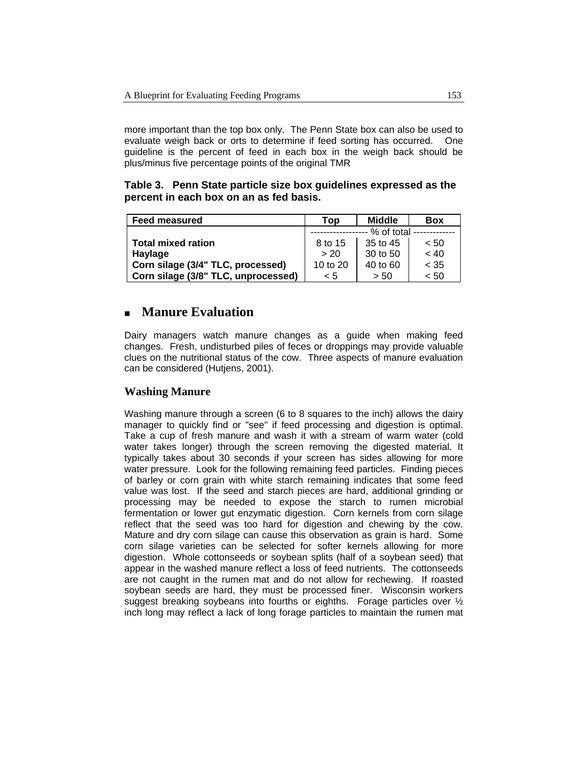more important than the top box only. The Penn State box can also be used to evaluate weigh back or orts to determine if feed sorting has occurred. One guideline is the percent of feed in each box in the weigh back should be plus/minus five percentage points of the original TMR

**Table 3. Penn State particle size box guidelines expressed as the percent in each box on an as fed basis.**

| Feed measured | Top | Middle | Box |
|---|---|---|---|
| | ------------------ % of total ------------- | | |
| **Total mixed ration** | 8 to 15 | 35 to 45 | < 50 |
| **Haylage** | > 20 | 30 to 50 | < 40 |
| **Corn silage (3/4" TLC, processed)** | 10 to 20 | 40 to 60 | < 35 |
| **Corn silage (3/8" TLC, unprocessed)** | < 5 | > 50 | < 50 |

## Manure Evaluation

Dairy managers watch manure changes as a guide when making feed changes. Fresh, undisturbed piles of feces or droppings may provide valuable clues on the nutritional status of the cow. Three aspects of manure evaluation can be considered (Hutjens, 2001).

### Washing Manure

Washing manure through a screen (6 to 8 squares to the inch) allows the dairy manager to quickly find or "see" if feed processing and digestion is optimal. Take a cup of fresh manure and wash it with a stream of warm water (cold water takes longer) through the screen removing the digested material. It typically takes about 30 seconds if your screen has sides allowing for more water pressure. Look for the following remaining feed particles. Finding pieces of barley or corn grain with white starch remaining indicates that some feed value was lost. If the seed and starch pieces are hard, additional grinding or processing may be needed to expose the starch to rumen microbial fermentation or lower gut enzymatic digestion. Corn kernels from corn silage reflect that the seed was too hard for digestion and chewing by the cow. Mature and dry corn silage can cause this observation as grain is hard. Some corn silage varieties can be selected for softer kernels allowing for more digestion. Whole cottonseeds or soybean splits (half of a soybean seed) that appear in the washed manure reflect a loss of feed nutrients. The cottonseeds are not caught in the rumen mat and do not allow for rechewing. If roasted soybean seeds are hard, they must be processed finer. Wisconsin workers suggest breaking soybeans into fourths or eighths. Forage particles over ½ inch long may reflect a lack of long forage particles to maintain the rumen mat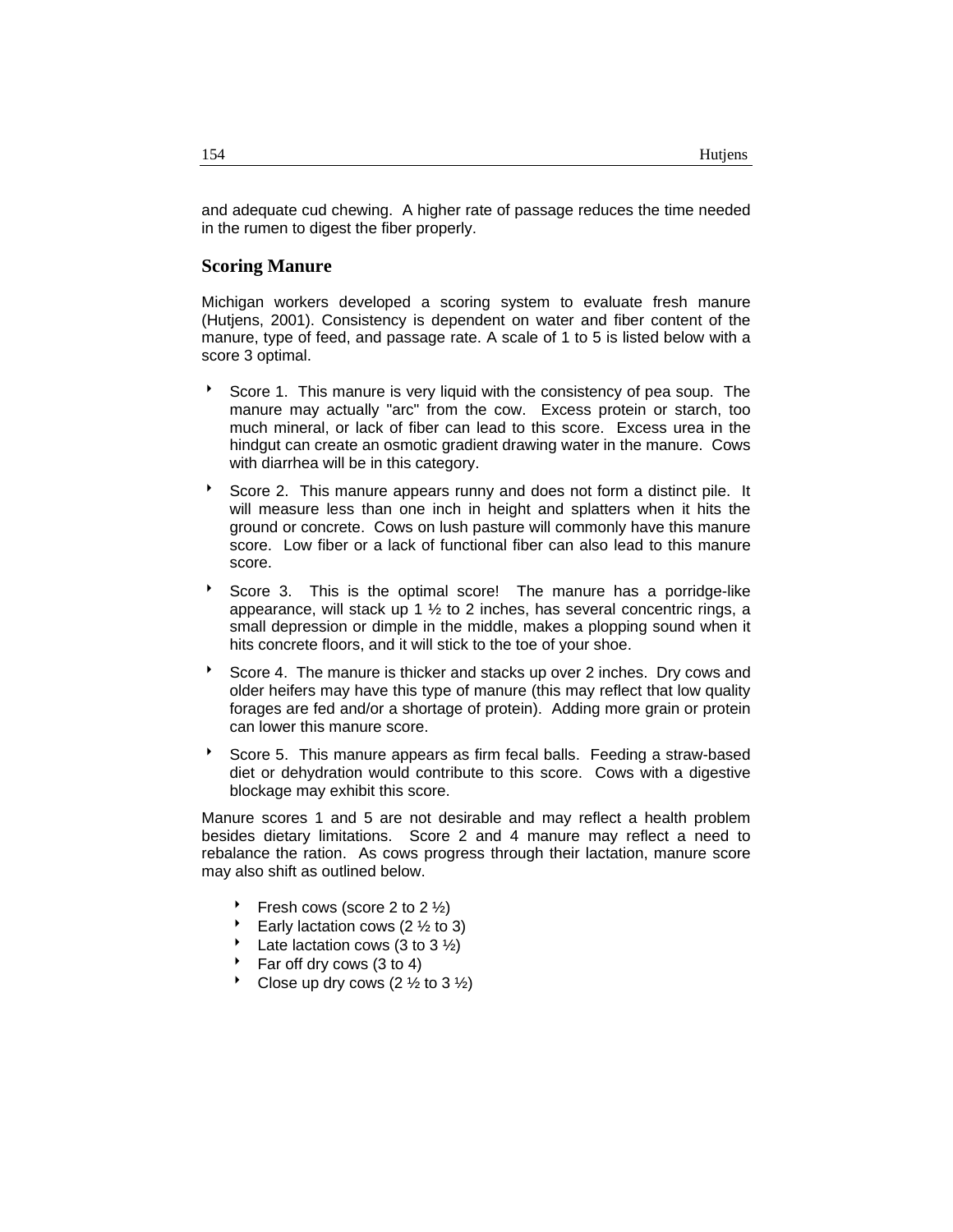and adequate cud chewing. A higher rate of passage reduces the time needed in the rumen to digest the fiber properly.

## Scoring Manure

Michigan workers developed a scoring system to evaluate fresh manure (Hutjens, 2001). Consistency is dependent on water and fiber content of the manure, type of feed, and passage rate. A scale of 1 to 5 is listed below with a score 3 optimal.

- Score 1. This manure is very liquid with the consistency of pea soup. The manure may actually "arc" from the cow. Excess protein or starch, too much mineral, or lack of fiber can lead to this score. Excess urea in the hindgut can create an osmotic gradient drawing water in the manure. Cows with diarrhea will be in this category.
- Score 2. This manure appears runny and does not form a distinct pile. It will measure less than one inch in height and splatters when it hits the ground or concrete. Cows on lush pasture will commonly have this manure score. Low fiber or a lack of functional fiber can also lead to this manure score.
- Score 3. This is the optimal score! The manure has a porridge-like appearance, will stack up 1 ½ to 2 inches, has several concentric rings, a small depression or dimple in the middle, makes a plopping sound when it hits concrete floors, and it will stick to the toe of your shoe.
- Score 4. The manure is thicker and stacks up over 2 inches. Dry cows and older heifers may have this type of manure (this may reflect that low quality forages are fed and/or a shortage of protein). Adding more grain or protein can lower this manure score.
- Score 5. This manure appears as firm fecal balls. Feeding a straw-based diet or dehydration would contribute to this score. Cows with a digestive blockage may exhibit this score.

Manure scores 1 and 5 are not desirable and may reflect a health problem besides dietary limitations. Score 2 and 4 manure may reflect a need to rebalance the ration. As cows progress through their lactation, manure score may also shift as outlined below.

- Fresh cows (score 2 to 2 ½)
- Early lactation cows (2 ½ to 3)
- Late lactation cows (3 to 3 ½)
- Far off dry cows (3 to 4)
- Close up dry cows (2 ½ to 3 ½)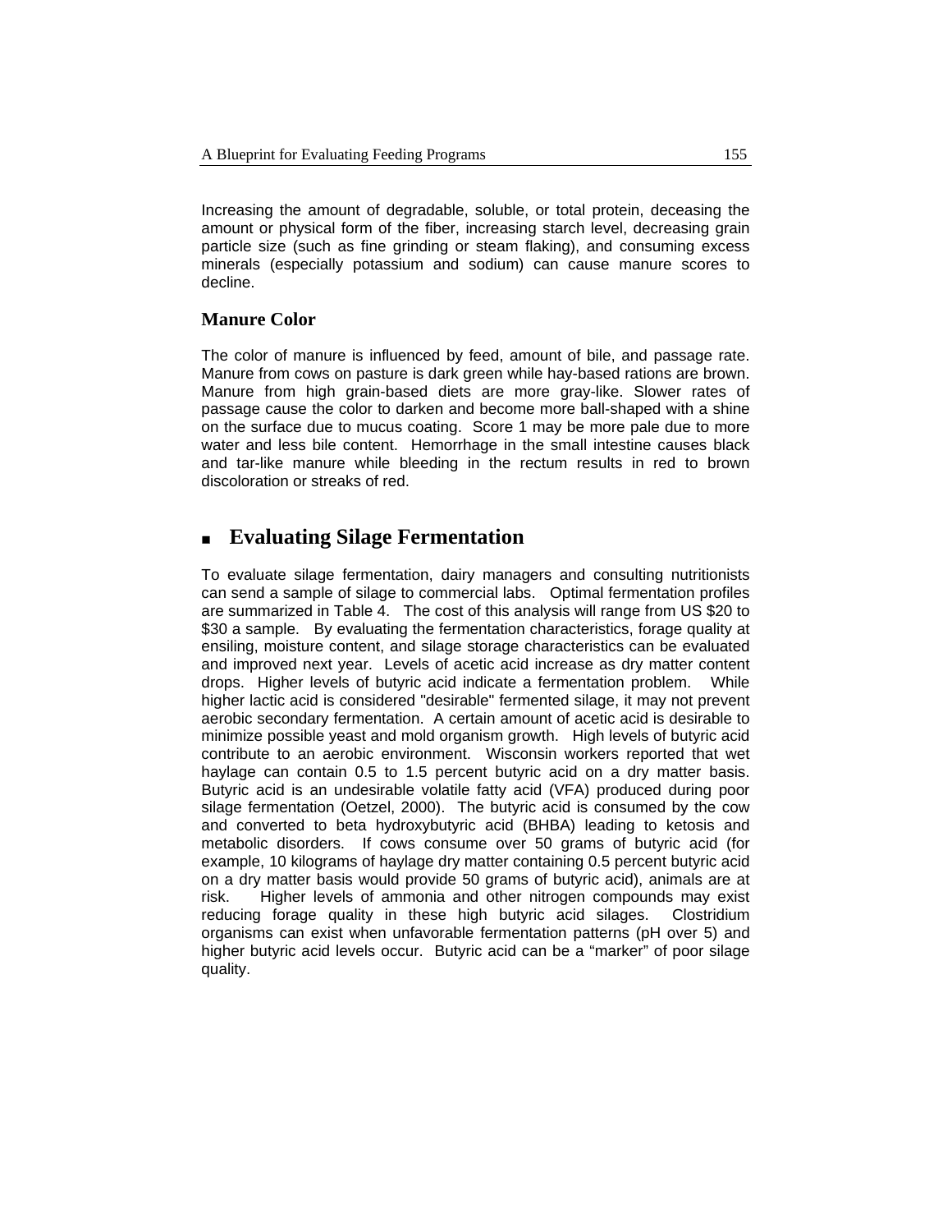Increasing the amount of degradable, soluble, or total protein, deceasing the amount or physical form of the fiber, increasing starch level, decreasing grain particle size (such as fine grinding or steam flaking), and consuming excess minerals (especially potassium and sodium) can cause manure scores to decline.

### Manure Color

The color of manure is influenced by feed, amount of bile, and passage rate. Manure from cows on pasture is dark green while hay-based rations are brown. Manure from high grain-based diets are more gray-like. Slower rates of passage cause the color to darken and become more ball-shaped with a shine on the surface due to mucus coating. Score 1 may be more pale due to more water and less bile content. Hemorrhage in the small intestine causes black and tar-like manure while bleeding in the rectum results in red to brown discoloration or streaks of red.

## Evaluating Silage Fermentation

To evaluate silage fermentation, dairy managers and consulting nutritionists can send a sample of silage to commercial labs. Optimal fermentation profiles are summarized in Table 4. The cost of this analysis will range from US $20 to $30 a sample. By evaluating the fermentation characteristics, forage quality at ensiling, moisture content, and silage storage characteristics can be evaluated and improved next year. Levels of acetic acid increase as dry matter content drops. Higher levels of butyric acid indicate a fermentation problem. While higher lactic acid is considered "desirable" fermented silage, it may not prevent aerobic secondary fermentation. A certain amount of acetic acid is desirable to minimize possible yeast and mold organism growth. High levels of butyric acid contribute to an aerobic environment. Wisconsin workers reported that wet haylage can contain 0.5 to 1.5 percent butyric acid on a dry matter basis. Butyric acid is an undesirable volatile fatty acid (VFA) produced during poor silage fermentation (Oetzel, 2000). The butyric acid is consumed by the cow and converted to beta hydroxybutyric acid (BHBA) leading to ketosis and metabolic disorders. If cows consume over 50 grams of butyric acid (for example, 10 kilograms of haylage dry matter containing 0.5 percent butyric acid on a dry matter basis would provide 50 grams of butyric acid), animals are at risk. Higher levels of ammonia and other nitrogen compounds may exist reducing forage quality in these high butyric acid silages. Clostridium organisms can exist when unfavorable fermentation patterns (pH over 5) and higher butyric acid levels occur. Butyric acid can be a "marker" of poor silage quality.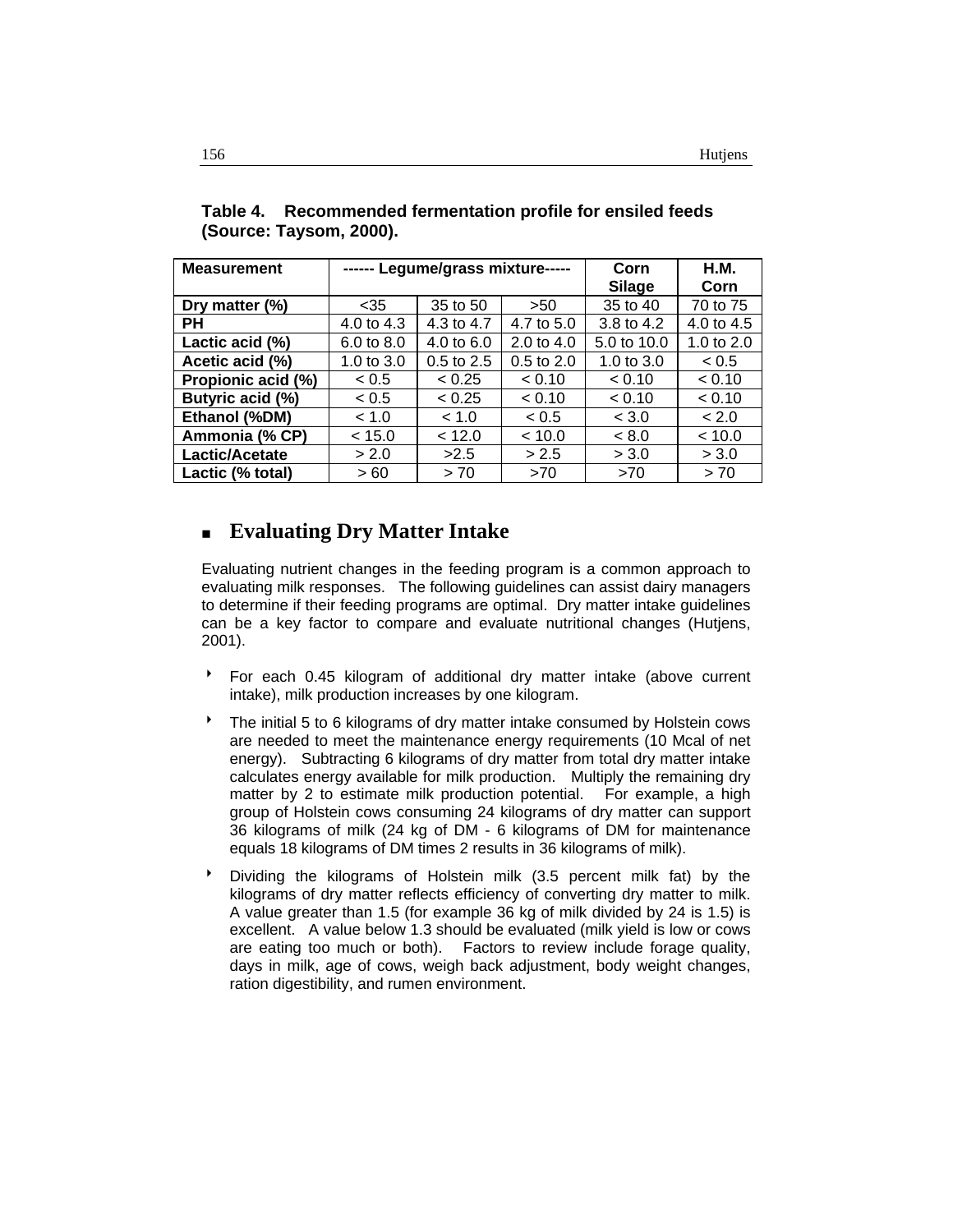**Table 4. Recommended fermentation profile for ensiled feeds (Source: Taysom, 2000).**

| Measurement | ------ Legume/grass mixture----- | | | Corn Silage | H.M. Corn |
|---|---|---|---|---|---|
| **Dry matter (%)** | <35 | 35 to 50 | >50 | 35 to 40 | 70 to 75 |
| **PH** | 4.0 to 4.3 | 4.3 to 4.7 | 4.7 to 5.0 | 3.8 to 4.2 | 4.0 to 4.5 |
| **Lactic acid (%)** | 6.0 to 8.0 | 4.0 to 6.0 | 2.0 to 4.0 | 5.0 to 10.0 | 1.0 to 2.0 |
| **Acetic acid (%)** | 1.0 to 3.0 | 0.5 to 2.5 | 0.5 to 2.0 | 1.0 to 3.0 | < 0.5 |
| **Propionic acid (%)** | < 0.5 | < 0.25 | < 0.10 | < 0.10 | < 0.10 |
| **Butyric acid (%)** | < 0.5 | < 0.25 | < 0.10 | < 0.10 | < 0.10 |
| **Ethanol (%DM)** | < 1.0 | < 1.0 | < 0.5 | < 3.0 | < 2.0 |
| **Ammonia (% CP)** | < 15.0 | < 12.0 | < 10.0 | < 8.0 | < 10.0 |
| **Lactic/Acetate** | > 2.0 | >2.5 | > 2.5 | > 3.0 | > 3.0 |
| **Lactic (% total)** | > 60 | > 70 | >70 | >70 | > 70 |

## Evaluating Dry Matter Intake

Evaluating nutrient changes in the feeding program is a common approach to evaluating milk responses. The following guidelines can assist dairy managers to determine if their feeding programs are optimal. Dry matter intake guidelines can be a key factor to compare and evaluate nutritional changes (Hutjens, 2001).

- For each 0.45 kilogram of additional dry matter intake (above current intake), milk production increases by one kilogram.
- The initial 5 to 6 kilograms of dry matter intake consumed by Holstein cows are needed to meet the maintenance energy requirements (10 Mcal of net energy). Subtracting 6 kilograms of dry matter from total dry matter intake calculates energy available for milk production. Multiply the remaining dry matter by 2 to estimate milk production potential. For example, a high group of Holstein cows consuming 24 kilograms of dry matter can support 36 kilograms of milk (24 kg of DM - 6 kilograms of DM for maintenance equals 18 kilograms of DM times 2 results in 36 kilograms of milk).
- Dividing the kilograms of Holstein milk (3.5 percent milk fat) by the kilograms of dry matter reflects efficiency of converting dry matter to milk. A value greater than 1.5 (for example 36 kg of milk divided by 24 is 1.5) is excellent. A value below 1.3 should be evaluated (milk yield is low or cows are eating too much or both). Factors to review include forage quality, days in milk, age of cows, weigh back adjustment, body weight changes, ration digestibility, and rumen environment.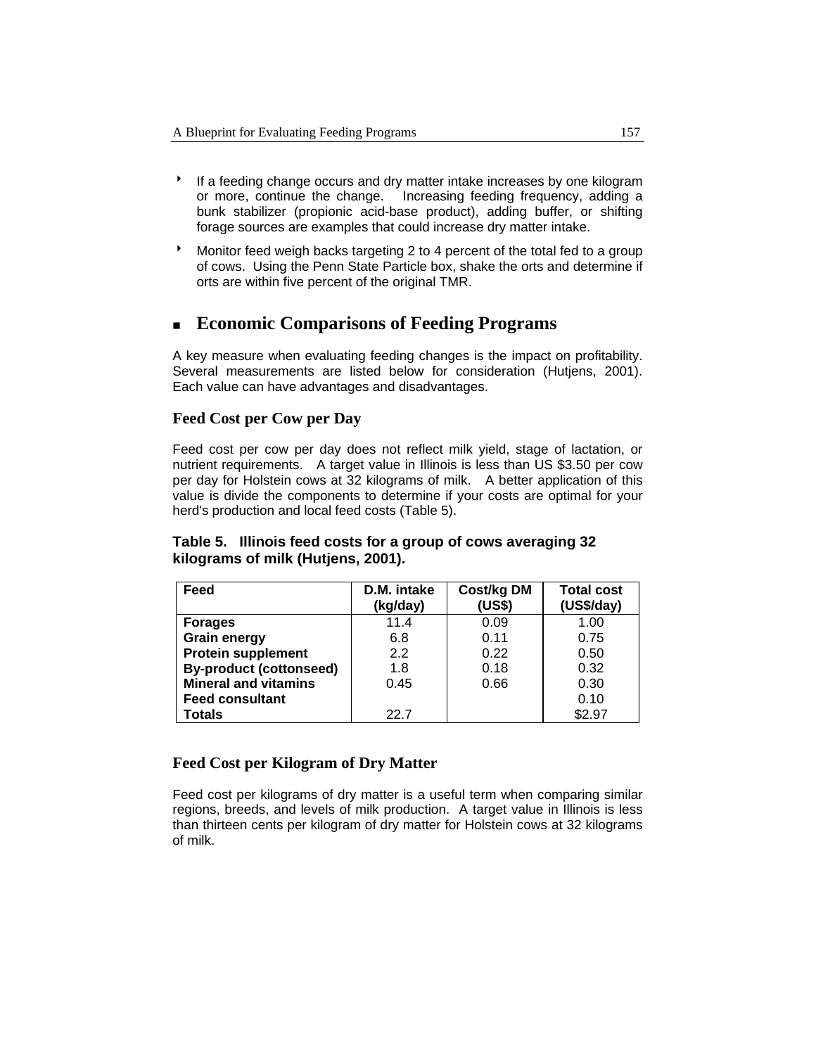- If a feeding change occurs and dry matter intake increases by one kilogram or more, continue the change. Increasing feeding frequency, adding a bunk stabilizer (propionic acid-base product), adding buffer, or shifting forage sources are examples that could increase dry matter intake.
- Monitor feed weigh backs targeting 2 to 4 percent of the total fed to a group of cows. Using the Penn State Particle box, shake the orts and determine if orts are within five percent of the original TMR.

## Economic Comparisons of Feeding Programs

A key measure when evaluating feeding changes is the impact on profitability. Several measurements are listed below for consideration (Hutjens, 2001). Each value can have advantages and disadvantages.

### Feed Cost per Cow per Day

Feed cost per cow per day does not reflect milk yield, stage of lactation, or nutrient requirements. A target value in Illinois is less than US \$3.50 per cow per day for Holstein cows at 32 kilograms of milk. A better application of this value is divide the components to determine if your costs are optimal for your herd's production and local feed costs (Table 5).

**Table 5. Illinois feed costs for a group of cows averaging 32 kilograms of milk (Hutjens, 2001).**

| Feed | D.M. intake (kg/day) | Cost/kg DM (US$) | Total cost (US$/day) |
|---|---|---|---|
| **Forages** | 11.4 | 0.09 | 1.00 |
| **Grain energy** | 6.8 | 0.11 | 0.75 |
| **Protein supplement** | 2.2 | 0.22 | 0.50 |
| **By-product (cottonseed)** | 1.8 | 0.18 | 0.32 |
| **Mineral and vitamins** | 0.45 | 0.66 | 0.30 |
| **Feed consultant** | | | 0.10 |
| **Totals** | 22.7 | | $2.97 |

### Feed Cost per Kilogram of Dry Matter

Feed cost per kilograms of dry matter is a useful term when comparing similar regions, breeds, and levels of milk production. A target value in Illinois is less than thirteen cents per kilogram of dry matter for Holstein cows at 32 kilograms of milk.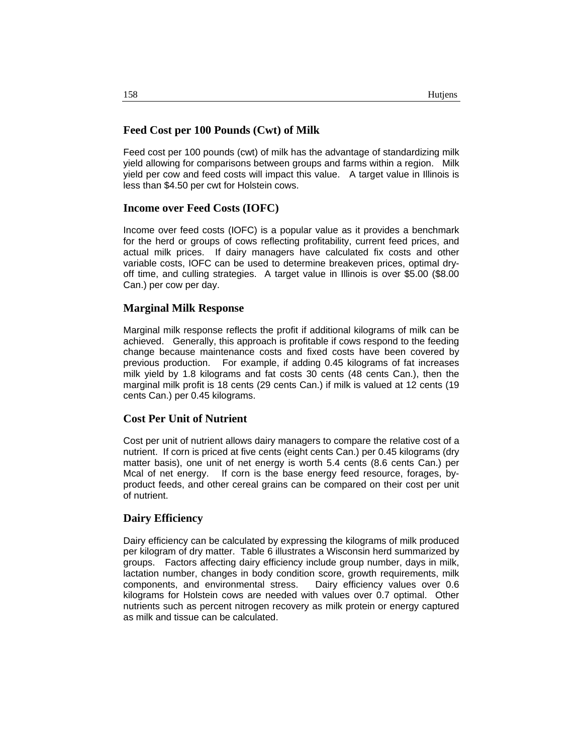## Feed Cost per 100 Pounds (Cwt) of Milk

Feed cost per 100 pounds (cwt) of milk has the advantage of standardizing milk yield allowing for comparisons between groups and farms within a region. Milk yield per cow and feed costs will impact this value. A target value in Illinois is less than $4.50 per cwt for Holstein cows.

## Income over Feed Costs (IOFC)

Income over feed costs (IOFC) is a popular value as it provides a benchmark for the herd or groups of cows reflecting profitability, current feed prices, and actual milk prices. If dairy managers have calculated fix costs and other variable costs, IOFC can be used to determine breakeven prices, optimal dry-off time, and culling strategies. A target value in Illinois is over $5.00 ($8.00 Can.) per cow per day.

## Marginal Milk Response

Marginal milk response reflects the profit if additional kilograms of milk can be achieved. Generally, this approach is profitable if cows respond to the feeding change because maintenance costs and fixed costs have been covered by previous production. For example, if adding 0.45 kilograms of fat increases milk yield by 1.8 kilograms and fat costs 30 cents (48 cents Can.), then the marginal milk profit is 18 cents (29 cents Can.) if milk is valued at 12 cents (19 cents Can.) per 0.45 kilograms.

## Cost Per Unit of Nutrient

Cost per unit of nutrient allows dairy managers to compare the relative cost of a nutrient. If corn is priced at five cents (eight cents Can.) per 0.45 kilograms (dry matter basis), one unit of net energy is worth 5.4 cents (8.6 cents Can.) per Mcal of net energy. If corn is the base energy feed resource, forages, by-product feeds, and other cereal grains can be compared on their cost per unit of nutrient.

## Dairy Efficiency

Dairy efficiency can be calculated by expressing the kilograms of milk produced per kilogram of dry matter. Table 6 illustrates a Wisconsin herd summarized by groups. Factors affecting dairy efficiency include group number, days in milk, lactation number, changes in body condition score, growth requirements, milk components, and environmental stress. Dairy efficiency values over 0.6 kilograms for Holstein cows are needed with values over 0.7 optimal. Other nutrients such as percent nitrogen recovery as milk protein or energy captured as milk and tissue can be calculated.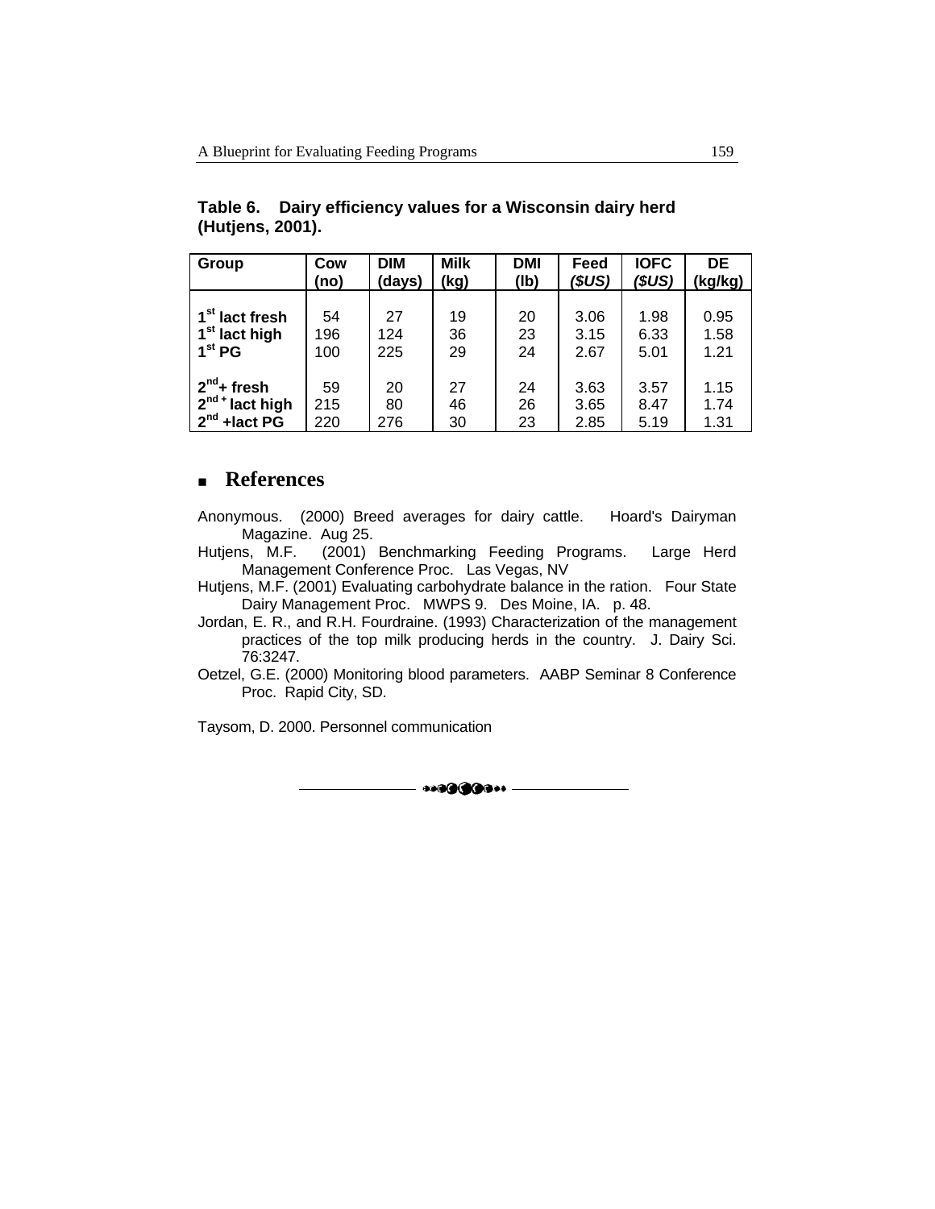**Table 6. Dairy efficiency values for a Wisconsin dairy herd (Hutjens, 2001).**

| Group | Cow (no) | DIM (days) | Milk (kg) | DMI (lb) | Feed *($US)* | IOFC *($US)* | DE (kg/kg) |
|---|---|---|---|---|---|---|---|
| 1st lact fresh | 54 | 27 | 19 | 20 | 3.06 | 1.98 | 0.95 |
| 1st lact high | 196 | 124 | 36 | 23 | 3.15 | 6.33 | 1.58 |
| 1st PG | 100 | 225 | 29 | 24 | 2.67 | 5.01 | 1.21 |
| 2nd+ fresh | 59 | 20 | 27 | 24 | 3.63 | 3.57 | 1.15 |
| 2nd + lact high | 215 | 80 | 46 | 26 | 3.65 | 8.47 | 1.74 |
| 2nd +lact PG | 220 | 276 | 30 | 23 | 2.85 | 5.19 | 1.31 |

## References

Anonymous. (2000) Breed averages for dairy cattle. Hoard's Dairyman Magazine. Aug 25.

Hutjens, M.F. (2001) Benchmarking Feeding Programs. Large Herd Management Conference Proc. Las Vegas, NV

Hutjens, M.F. (2001) Evaluating carbohydrate balance in the ration. Four State Dairy Management Proc. MWPS 9. Des Moine, IA. p. 48.

Jordan, E. R., and R.H. Fourdraine. (1993) Characterization of the management practices of the top milk producing herds in the country. J. Dairy Sci. 76:3247.

Oetzel, G.E. (2000) Monitoring blood parameters. AABP Seminar 8 Conference Proc. Rapid City, SD.

Taysom, D. 2000. Personnel communication